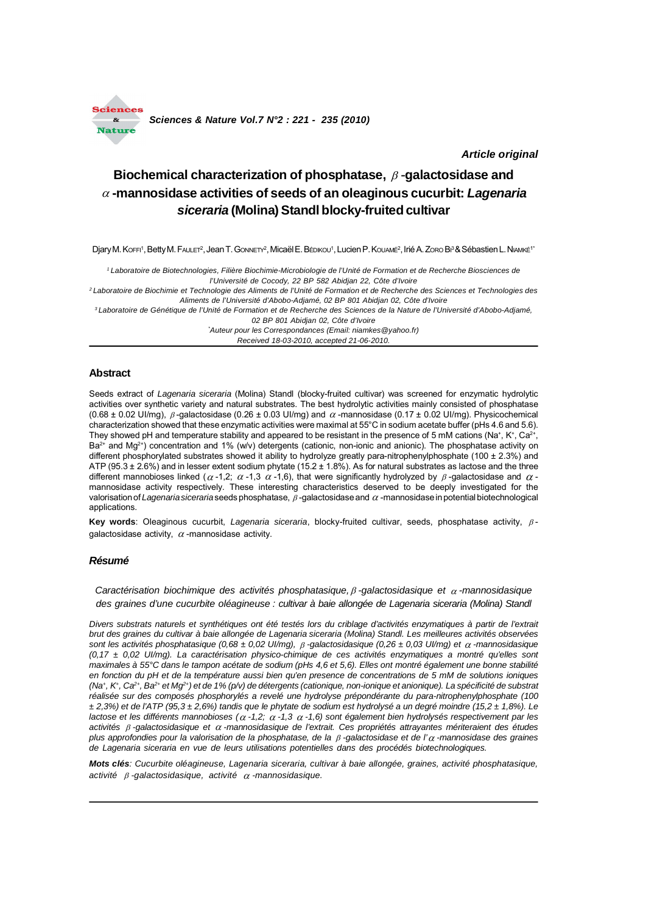*Article original*

# Biochemical characterization of phosphatase, β-galactosidase and α-mannosidase activities of seeds of an oleaginous cucurbit: *Lagenaria siceraria* (Molina) Standl blocky-fruited cultivar

Djary M. Koffi[1], Betty M. Faulet[2], Jean T. Gonnety[2], Micaël E. Bédikou[1], Lucien P. Kouamé[2], Irié A. Zoro Bi[3] & Sébastien L. Niamké[1*]

[1] *Laboratoire de Biotechnologies, Filière Biochimie-Microbiologie de l'Unité de Formation et de Recherche Biosciences de l'Université de Cocody, 22 BP 582 Abidjan 22, Côte d'Ivoire*

[2] *Laboratoire de Biochimie et Technologie des Aliments de l'Unité de Formation et de Recherche des Sciences et Technologies des Aliments de l'Université d'Abobo-Adjamé, 02 BP 801 Abidjan 02, Côte d'Ivoire*

[3] *Laboratoire de Génétique de l'Unité de Formation et de Recherche des Sciences de la Nature de l'Université d'Abobo-Adjamé, 02 BP 801 Abidjan 02, Côte d'Ivoire*

*[*] Auteur pour les Correspondances (Email: niamkes@yahoo.fr)*

*Received 18-03-2010, accepted 21-06-2010.*

## Abstract

Seeds extract of *Lagenaria siceraria* (Molina) Standl (blocky-fruited cultivar) was screened for enzymatic hydrolytic activities over synthetic variety and natural substrates. The best hydrolytic activities mainly consisted of phosphatase (0.68 ± 0.02 UI/mg), β-galactosidase (0.26 ± 0.03 UI/mg) and α-mannosidase (0.17 ± 0.02 UI/mg). Physicochemical characterization showed that these enzymatic activities were maximal at 55°C in sodium acetate buffer (pHs 4.6 and 5.6). They showed pH and temperature stability and appeared to be resistant in the presence of 5 mM cations ($Na^+$, $K^+$, $Ca^{2+}$, $Ba^{2+}$ and $Mg^{2+}$) concentration and 1% (w/v) detergents (cationic, non-ionic and anionic). The phosphatase activity on different phosphorylated substrates showed it ability to hydrolyze greatly para-nitrophenylphosphate (100 ± 2.3%) and ATP (95.3 ± 2.6%) and in lesser extent sodium phytate (15.2 ± 1.8%). As for natural substrates as lactose and the three different mannobioses linked (α-1,2; α-1,3 α-1,6), that were significantly hydrolyzed by β-galactosidase and α-mannosidase activity respectively. These interesting characteristics deserved to be deeply investigated for the valorisation of *Lagenaria siceraria* seeds phosphatase, β-galactosidase and α-mannosidase in potential biotechnological applications.

**Key words**: Oleaginous cucurbit, *Lagenaria siceraria*, blocky-fruited cultivar, seeds, phosphatase activity, β-galactosidase activity, α-mannosidase activity.

## *Résumé*

*Caractérisation biochimique des activités phosphatasique, β-galactosidasique et α-mannosidasique des graines d'une cucurbite oléagineuse : cultivar à baie allongée de Lagenaria siceraria (Molina) Standl*

*Divers substrats naturels et synthétiques ont été testés lors du criblage d'activités enzymatiques à partir de l'extrait brut des graines du cultivar à baie allongée de Lagenaria siceraria (Molina) Standl. Les meilleures activités observées sont les activités phosphatasique (0,68 ± 0,02 UI/mg), β-galactosidasique (0,26 ± 0,03 UI/mg) et α-mannosidasique (0,17 ± 0,02 UI/mg). La caractérisation physico-chimique de ces activités enzymatiques a montré qu'elles sont maximales à 55°C dans le tampon acétate de sodium (pHs 4,6 et 5,6). Elles ont montré également une bonne stabilité en fonction du pH et de la température aussi bien qu'en presence de concentrations de 5 mM de solutions ioniques ($Na^+$, $K^+$, $Ca^{2+}$, $Ba^{2+}$ et $Mg^{2+}$) et de 1% (p/v) de détergents (cationique, non-ionique et anionique). La spécificité de substrat réalisée sur des composés phosphorylés a revelé une hydrolyse prépondérante du para-nitrophenylphosphate (100 ± 2,3%) et de l'ATP (95,3 ± 2,6%) tandis que le phytate de sodium est hydrolysé a un degré moindre (15,2 ± 1,8%). Le lactose et les différents mannobioses (α-1,2; α-1,3 α-1,6) sont également bien hydrolysés respectivement par les activités β-galactosidasique et α-mannosidasique de l'extrait. Ces propriétés attrayantes mériteraient des études plus approfondies pour la valorisation de la phosphatase, de la β-galactosidase et de l'α-mannosidase des graines de Lagenaria siceraria en vue de leurs utilisations potentielles dans des procédés biotechnologiques.*

***Mots clés****: Cucurbite oléagineuse, Lagenaria siceraria, cultivar à baie allongée, graines, activité phosphatasique, activité β-galactosidasique, activité α-mannosidasique.*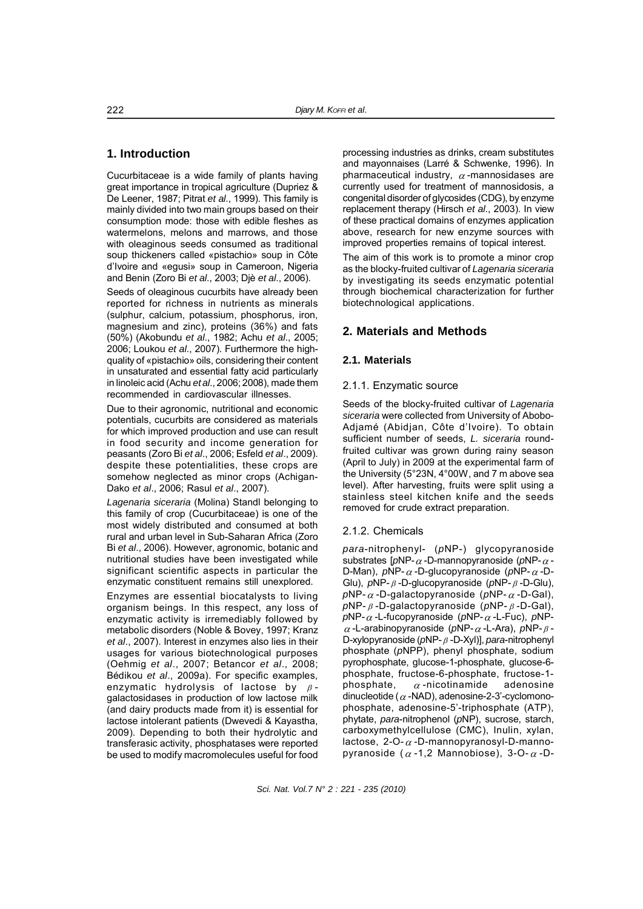## 1. Introduction

Cucurbitaceae is a wide family of plants having great importance in tropical agriculture (Dupriez & De Leener, 1987; Pitrat *et al*., 1999). This family is mainly divided into two main groups based on their consumption mode: those with edible fleshes as watermelons, melons and marrows, and those with oleaginous seeds consumed as traditional soup thickeners called «pistachio» soup in Côte d'Ivoire and «egusi» soup in Cameroon, Nigeria and Benin (Zoro Bi *et al*., 2003; Djè *et al*., 2006).

Seeds of oleaginous cucurbits have already been reported for richness in nutrients as minerals (sulphur, calcium, potassium, phosphorus, iron, magnesium and zinc), proteins (36%) and fats (50%) (Akobundu *et al*., 1982; Achu *et al*., 2005; 2006; Loukou *et al*., 2007). Furthermore the high-quality of «pistachio» oils, considering their content in unsaturated and essential fatty acid particularly in linoleic acid (Achu *et al*., 2006; 2008), made them recommended in cardiovascular illnesses.

Due to their agronomic, nutritional and economic potentials, cucurbits are considered as materials for which improved production and use can result in food security and income generation for peasants (Zoro Bi *et al*., 2006; Esfeld *et al*., 2009). despite these potentialities, these crops are somehow neglected as minor crops (Achigan-Dako *et al*., 2006; Rasul *et al*., 2007).

*Lagenaria siceraria* (Molina) Standl belonging to this family of crop (Cucurbitaceae) is one of the most widely distributed and consumed at both rural and urban level in Sub-Saharan Africa (Zoro Bi *et al*., 2006). However, agronomic, botanic and nutritional studies have been investigated while significant scientific aspects in particular the enzymatic constituent remains still unexplored.

Enzymes are essential biocatalysts to living organism beings. In this respect, any loss of enzymatic activity is irremediably followed by metabolic disorders (Noble & Bovey, 1997; Kranz *et al*., 2007). Interest in enzymes also lies in their usages for various biotechnological purposes (Oehmig *et al*., 2007; Betancor *et al*., 2008; Bédikou *et al*., 2009a). For specific examples, enzymatic hydrolysis of lactose by $\beta$-galactosidases in production of low lactose milk (and dairy products made from it) is essential for lactose intolerant patients (Dwevedi & Kayastha, 2009). Depending to both their hydrolytic and transferasic activity, phosphatases were reported be used to modify macromolecules useful for food processing industries as drinks, cream substitutes and mayonnaises (Larré & Schwenke, 1996). In pharmaceutical industry, $\alpha$-mannosidases are currently used for treatment of mannosidosis, a congenital disorder of glycosides (CDG), by enzyme replacement therapy (Hirsch *et al*., 2003). In view of these practical domains of enzymes application above, research for new enzyme sources with improved properties remains of topical interest.

The aim of this work is to promote a minor crop as the blocky-fruited cultivar of *Lagenaria siceraria* by investigating its seeds enzymatic potential through biochemical characterization for further biotechnological applications.

## 2. Materials and Methods

### 2.1. Materials

#### 2.1.1. Enzymatic source

Seeds of the blocky-fruited cultivar of *Lagenaria siceraria* were collected from University of Abobo-Adjamé (Abidjan, Côte d'Ivoire). To obtain sufficient number of seeds, *L. siceraria* round-fruited cultivar was grown during rainy season (April to July) in 2009 at the experimental farm of the University (5°23N, 4°00W, and 7 m above sea level). After harvesting, fruits were split using a stainless steel kitchen knife and the seeds removed for crude extract preparation.

#### 2.1.2. Chemicals

*para*-nitrophenyl- (*p*NP-) glycopyranoside substrates [*p*NP-$\alpha$-D-mannopyranoside (*p*NP-$\alpha$-D-Man), *p*NP-$\alpha$-D-glucopyranoside (*p*NP-$\alpha$-D-Glu), *p*NP-$\beta$-D-glucopyranoside (*p*NP-$\beta$-D-Glu), *p*NP-$\alpha$-D-galactopyranoside (*p*NP-$\alpha$-D-Gal), *p*NP-$\beta$-D-galactopyranoside (*p*NP-$\beta$-D-Gal), *p*NP-$\alpha$-L-fucopyranoside (*p*NP-$\alpha$-L-Fuc), *p*NP-$\alpha$-L-arabinopyranoside (*p*NP-$\alpha$-L-Ara), *p*NP-$\beta$-D-xylopyranoside (*p*NP-$\beta$-D-Xyl)], *para*-nitrophenyl phosphate (*p*NPP), phenyl phosphate, sodium pyrophosphate, glucose-1-phosphate, glucose-6-phosphate, fructose-6-phosphate, fructose-1-phosphate, $\alpha$-nicotinamide adenosine dinucleotide ($\alpha$-NAD), adenosine-2-3'-cyclomonophosphate, adenosine-5'-triphosphate (ATP), phytate, *para*-nitrophenol (*p*NP), sucrose, starch, carboxymethylcellulose (CMC), Inulin, xylan, lactose, 2-O-$\alpha$-D-mannopyranosyl-D-mannopyranoside ($\alpha$-1,2 Mannobiose), 3-O-$\alpha$-D-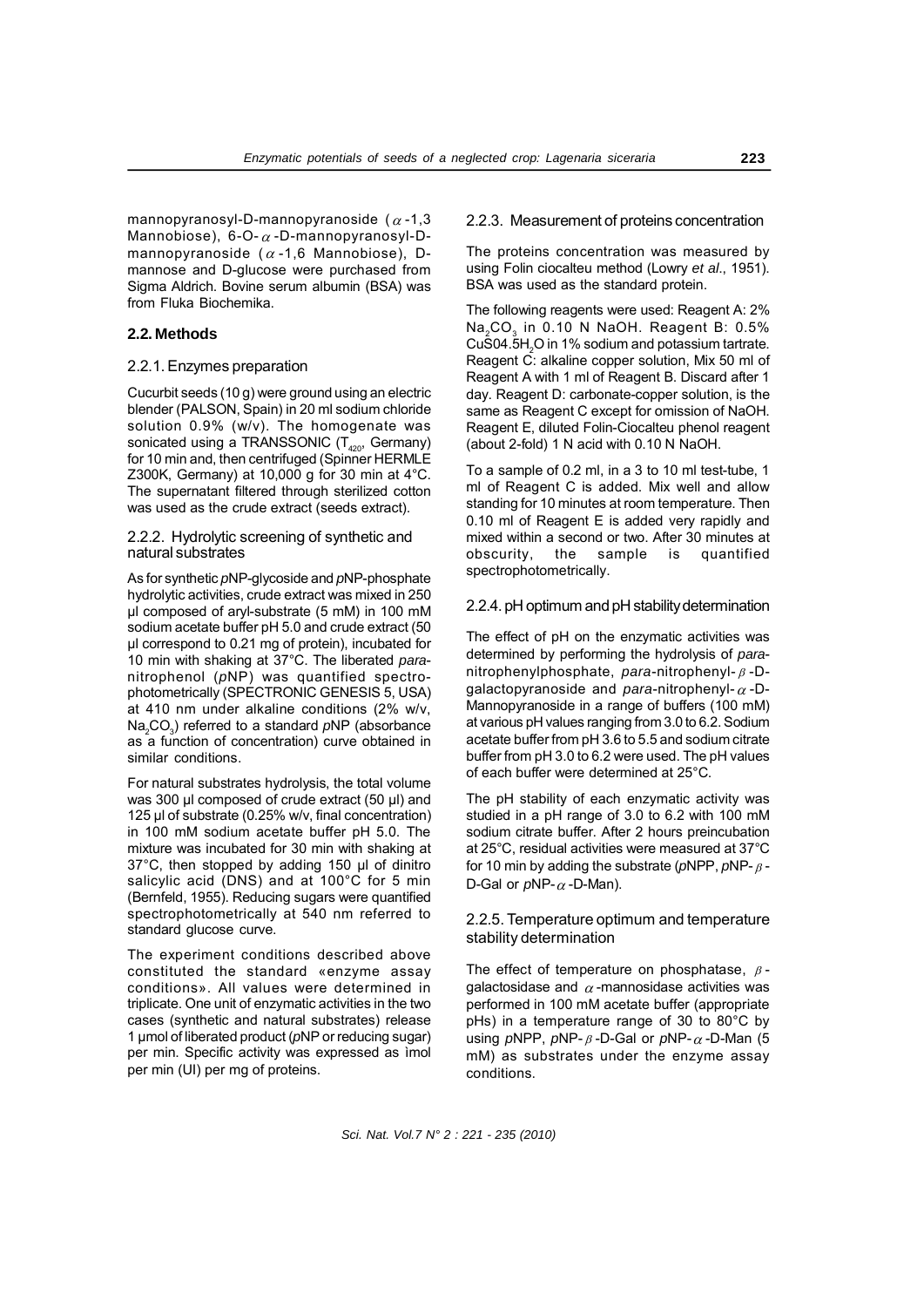mannopyranosyl-D-mannopyranoside ($\alpha$-1,3 Mannobiose), 6-O-$\alpha$-D-mannopyranosyl-D-mannopyranoside ($\alpha$-1,6 Mannobiose), D-mannose and D-glucose were purchased from Sigma Aldrich. Bovine serum albumin (BSA) was from Fluka Biochemika.

## 2.2. Methods

### 2.2.1. Enzymes preparation

Cucurbit seeds (10 g) were ground using an electric blender (PALSON, Spain) in 20 ml sodium chloride solution 0.9% (w/v). The homogenate was sonicated using a TRANSSONIC ($T_{420}$, Germany) for 10 min and, then centrifuged (Spinner HERMLE Z300K, Germany) at 10,000 g for 30 min at 4°C. The supernatant filtered through sterilized cotton was used as the crude extract (seeds extract).

### 2.2.2. Hydrolytic screening of synthetic and natural substrates

As for synthetic *p*NP-glycoside and *p*NP-phosphate hydrolytic activities, crude extract was mixed in 250 µl composed of aryl-substrate (5 mM) in 100 mM sodium acetate buffer pH 5.0 and crude extract (50 µl correspond to 0.21 mg of protein), incubated for 10 min with shaking at 37°C. The liberated *para*-nitrophenol (*p*NP) was quantified spectrophotometrically (SPECTRONIC GENESIS 5, USA) at 410 nm under alkaline conditions (2% w/v, $Na_2CO_3$) referred to a standard *p*NP (absorbance as a function of concentration) curve obtained in similar conditions.

For natural substrates hydrolysis, the total volume was 300 µl composed of crude extract (50 µl) and 125 µl of substrate (0.25% w/v, final concentration) in 100 mM sodium acetate buffer pH 5.0. The mixture was incubated for 30 min with shaking at 37°C, then stopped by adding 150 µl of dinitro salicylic acid (DNS) and at 100°C for 5 min (Bernfeld, 1955). Reducing sugars were quantified spectrophotometrically at 540 nm referred to standard glucose curve.

The experiment conditions described above constituted the standard «enzyme assay conditions». All values were determined in triplicate. One unit of enzymatic activities in the two cases (synthetic and natural substrates) release 1 µmol of liberated product (*p*NP or reducing sugar) per min. Specific activity was expressed as ìmol per min (UI) per mg of proteins.

### 2.2.3. Measurement of proteins concentration

The proteins concentration was measured by using Folin ciocalteu method (Lowry *et al*., 1951). BSA was used as the standard protein.

The following reagents were used: Reagent A: 2% $Na_2CO_3$ in 0.10 N NaOH. Reagent B: 0.5% $CuS04.5H_2O$ in 1% sodium and potassium tartrate. Reagent C: alkaline copper solution, Mix 50 ml of Reagent A with 1 ml of Reagent B. Discard after 1 day. Reagent D: carbonate-copper solution, is the same as Reagent C except for omission of NaOH. Reagent E, diluted Folin-Ciocalteu phenol reagent (about 2-fold) 1 N acid with 0.10 N NaOH.

To a sample of 0.2 ml, in a 3 to 10 ml test-tube, 1 ml of Reagent C is added. Mix well and allow standing for 10 minutes at room temperature. Then 0.10 ml of Reagent E is added very rapidly and mixed within a second or two. After 30 minutes at obscurity, the sample is quantified spectrophotometrically.

### 2.2.4. pH optimum and pH stability determination

The effect of pH on the enzymatic activities was determined by performing the hydrolysis of *para*-nitrophenylphosphate, *para*-nitrophenyl-$\beta$-D-galactopyranoside and *para*-nitrophenyl-$\alpha$-D-Mannopyranoside in a range of buffers (100 mM) at various pH values ranging from 3.0 to 6.2. Sodium acetate buffer from pH 3.6 to 5.5 and sodium citrate buffer from pH 3.0 to 6.2 were used. The pH values of each buffer were determined at 25°C.

The pH stability of each enzymatic activity was studied in a pH range of 3.0 to 6.2 with 100 mM sodium citrate buffer. After 2 hours preincubation at 25°C, residual activities were measured at 37°C for 10 min by adding the substrate (*p*NPP, *p*NP-$\beta$-D-Gal or *p*NP-$\alpha$-D-Man).

### 2.2.5. Temperature optimum and temperature stability determination

The effect of temperature on phosphatase, $\beta$-galactosidase and $\alpha$-mannosidase activities was performed in 100 mM acetate buffer (appropriate pHs) in a temperature range of 30 to 80°C by using *p*NPP, *p*NP-$\beta$-D-Gal or *p*NP-$\alpha$-D-Man (5 mM) as substrates under the enzyme assay conditions.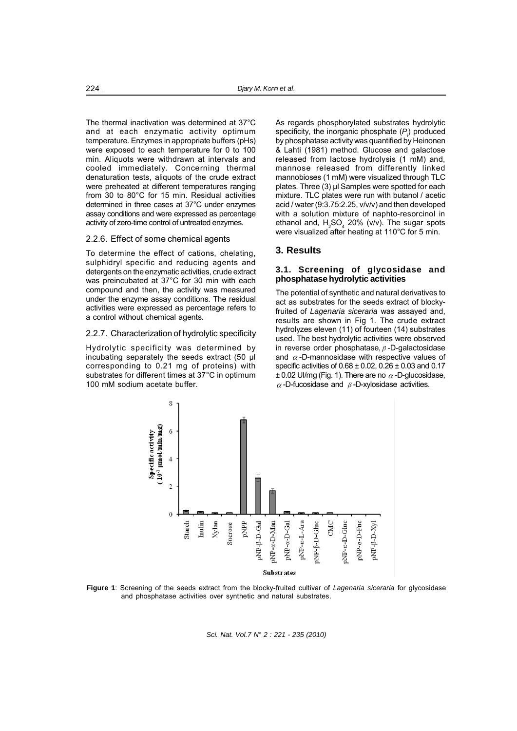The thermal inactivation was determined at 37°C and at each enzymatic activity optimum temperature. Enzymes in appropriate buffers (pHs) were exposed to each temperature for 0 to 100 min. Aliquots were withdrawn at intervals and cooled immediately. Concerning thermal denaturation tests, aliquots of the crude extract were preheated at different temperatures ranging from 30 to 80°C for 15 min. Residual activities determined in three cases at 37°C under enzymes assay conditions and were expressed as percentage activity of zero-time control of untreated enzymes.

#### 2.2.6. Effect of some chemical agents

To determine the effect of cations, chelating, sulphidryl specific and reducing agents and detergents on the enzymatic activities, crude extract was preincubated at 37°C for 30 min with each compound and then, the activity was measured under the enzyme assay conditions. The residual activities were expressed as percentage refers to a control without chemical agents.

#### 2.2.7. Characterization of hydrolytic specificity

Hydrolytic specificity was determined by incubating separately the seeds extract (50 µl corresponding to 0.21 mg of proteins) with substrates for different times at 37°C in optimum 100 mM sodium acetate buffer.

As regards phosphorylated substrates hydrolytic specificity, the inorganic phosphate ($P_i$) produced by phosphatase activity was quantified by Heinonen & Lahti (1981) method. Glucose and galactose released from lactose hydrolysis (1 mM) and, mannose released from differently linked mannobioses (1 mM) were visualized through TLC plates. Three (3) µl Samples were spotted for each mixture. TLC plates were run with butanol / acetic acid / water (9:3.75:2.25, v/v/v) and then developed with a solution mixture of naphto-resorcinol in ethanol and, $H_2SO_4$ 20% (v/v). The sugar spots were visualized after heating at 110°C for 5 min.

## 3. Results

### 3.1. Screening of glycosidase and phosphatase hydrolytic activities

The potential of synthetic and natural derivatives to act as substrates for the seeds extract of blocky-fruited of *Lagenaria siceraria* was assayed and, results are shown in Fig 1. The crude extract hydrolyzes eleven (11) of fourteen (14) substrates used. The best hydrolytic activities were observed in reverse order phosphatase, $\beta$-D-galactosidase and $\alpha$-D-mannosidase with respective values of specific activities of 0.68 ± 0.02, 0.26 ± 0.03 and 0.17 ± 0.02 UI/mg (Fig. 1). There are no $\alpha$-D-glucosidase, $\alpha$-D-fucosidase and $\beta$-D-xylosidase activities.

**Figure 1**: Screening of the seeds extract from the blocky-fruited cultivar of *Lagenaria siceraria* for glycosidase and phosphatase activities over synthetic and natural substrates.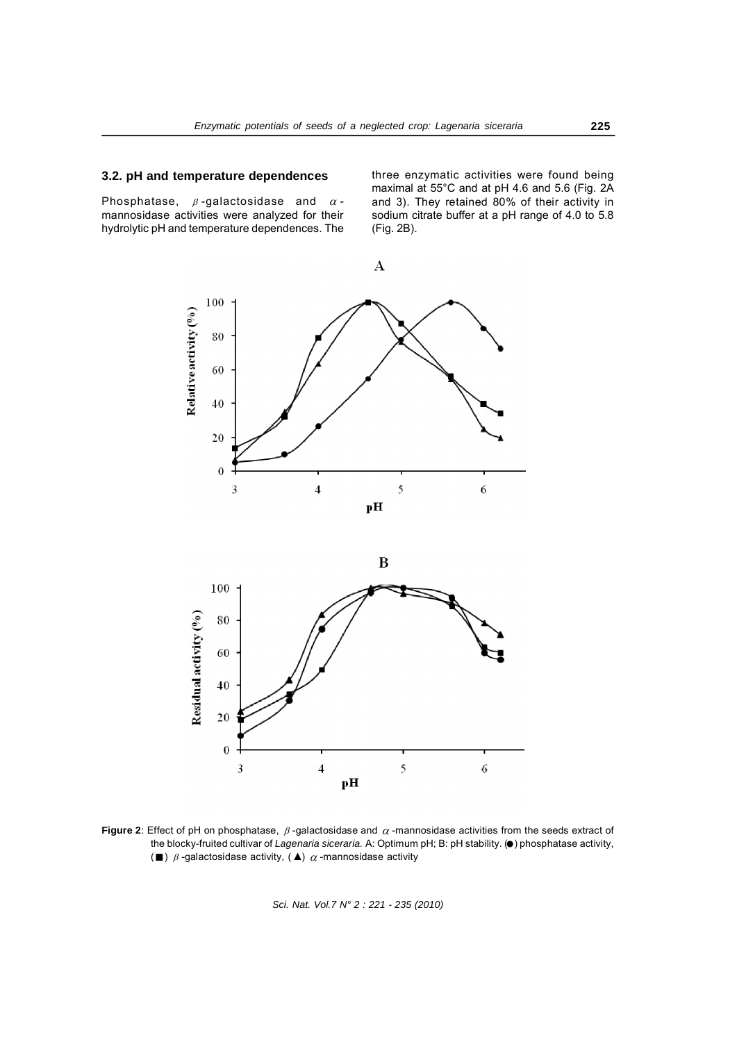### 3.2. pH and temperature dependences

Phosphatase, $\beta$-galactosidase and $\alpha$-mannosidase activities were analyzed for their hydrolytic pH and temperature dependences. The three enzymatic activities were found being maximal at 55°C and at pH 4.6 and 5.6 (Fig. 2A and 3). They retained 80% of their activity in sodium citrate buffer at a pH range of 4.0 to 5.8 (Fig. 2B).

**Figure 2**: Effect of pH on phosphatase, $\beta$-galactosidase and $\alpha$-mannosidase activities from the seeds extract of the blocky-fruited cultivar of *Lagenaria siceraria.* A: Optimum pH; B: pH stability. (●) phosphatase activity, (■) $\beta$-galactosidase activity, (▲) $\alpha$-mannosidase activity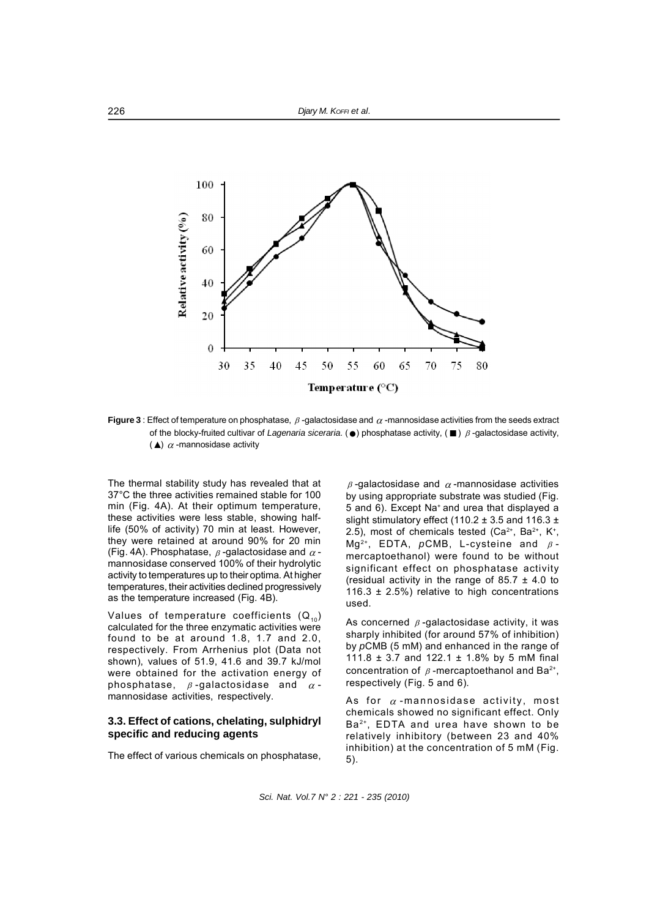**Figure 3** : Effect of temperature on phosphatase, $\beta$-galactosidase and $\alpha$-mannosidase activities from the seeds extract of the blocky-fruited cultivar of *Lagenaria siceraria*. (●) phosphatase activity, (■) $\beta$-galactosidase activity, (▲) $\alpha$-mannosidase activity

The thermal stability study has revealed that at 37°C the three activities remained stable for 100 min (Fig. 4A). At their optimum temperature, these activities were less stable, showing half-life (50% of activity) 70 min at least. However, they were retained at around 90% for 20 min (Fig. 4A). Phosphatase, $\beta$-galactosidase and $\alpha$-mannosidase conserved 100% of their hydrolytic activity to temperatures up to their optima. At higher temperatures, their activities declined progressively as the temperature increased (Fig. 4B).

Values of temperature coefficients ($Q_{10}$) calculated for the three enzymatic activities were found to be at around 1.8, 1.7 and 2.0, respectively. From Arrhenius plot (Data not shown), values of 51.9, 41.6 and 39.7 kJ/mol were obtained for the activation energy of phosphatase, $\beta$-galactosidase and $\alpha$-mannosidase activities, respectively.

### 3.3. Effect of cations, chelating, sulphidryl specific and reducing agents

The effect of various chemicals on phosphatase, $\beta$-galactosidase and $\alpha$-mannosidase activities by using appropriate substrate was studied (Fig. 5 and 6). Except $Na^{+}$ and urea that displayed a slight stimulatory effect (110.2 ± 3.5 and 116.3 ± 2.5), most of chemicals tested ($Ca^{2+}$, $Ba^{2+}$, $K^{+}$, $Mg^{2+}$, EDTA, *p*CMB, L-cysteine and $\beta$-mercaptoethanol) were found to be without significant effect on phosphatase activity (residual activity in the range of 85.7 ± 4.0 to 116.3 ± 2.5%) relative to high concentrations used.

As concerned $\beta$-galactosidase activity, it was sharply inhibited (for around 57% of inhibition) by *p*CMB (5 mM) and enhanced in the range of 111.8 ± 3.7 and 122.1 ± 1.8% by 5 mM final concentration of $\beta$-mercaptoethanol and $Ba^{2+}$, respectively (Fig. 5 and 6).

As for $\alpha$-mannosidase activity, most chemicals showed no significant effect. Only $Ba^{2+}$, EDTA and urea have shown to be relatively inhibitory (between 23 and 40% inhibition) at the concentration of 5 mM (Fig. 5).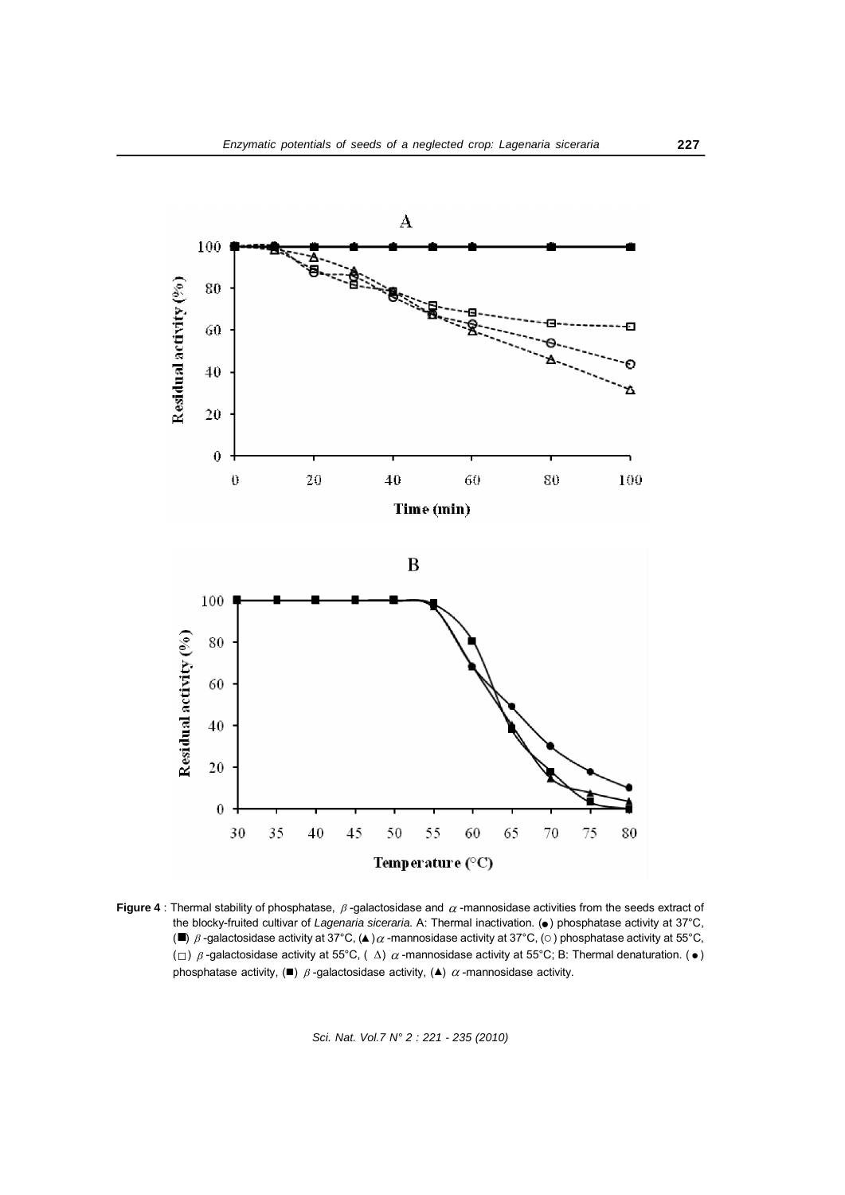**Figure 4** : Thermal stability of phosphatase, β-galactosidase and α-mannosidase activities from the seeds extract of the blocky-fruited cultivar of *Lagenaria siceraria*. A: Thermal inactivation. (●) phosphatase activity at 37°C, (■) β-galactosidase activity at 37°C, (▲) α-mannosidase activity at 37°C, (○) phosphatase activity at 55°C, (□) β-galactosidase activity at 55°C, (Δ) α-mannosidase activity at 55°C; B: Thermal denaturation. (●) phosphatase activity, (■) β-galactosidase activity, (▲) α-mannosidase activity.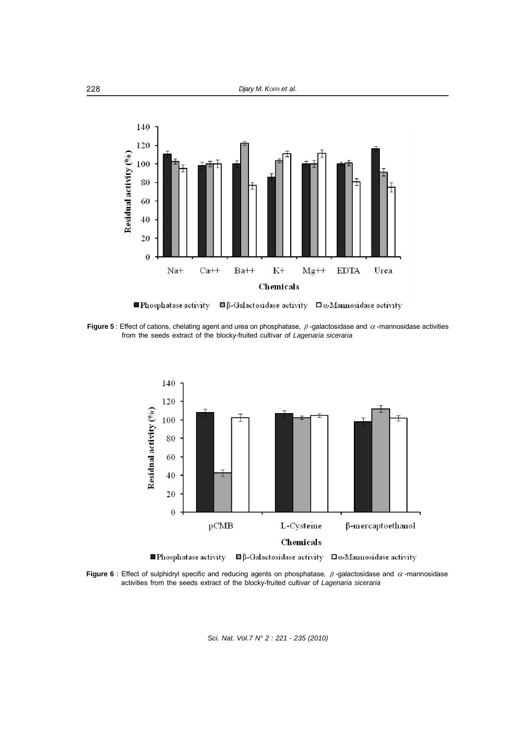**Figure 5** : Effect of cations, chelating agent and urea on phosphatase, $\beta$-galactosidase and $\alpha$-mannosidase activities from the seeds extract of the blocky-fruited cultivar of *Lagenaria siceraria*

**Figure 6** : Effect of sulphidryl specific and reducing agents on phosphatase, $\beta$-galactosidase and $\alpha$-mannosidase activities from the seeds extract of the blocky-fruited cultivar of *Lagenaria siceraria*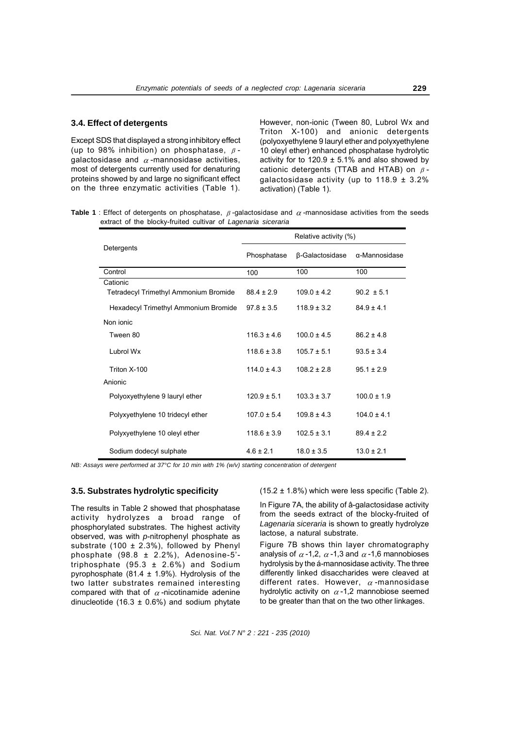### 3.4. Effect of detergents

Except SDS that displayed a strong inhibitory effect (up to 98% inhibition) on phosphatase, $\beta$-galactosidase and $\alpha$-mannosidase activities, most of detergents currently used for denaturing proteins showed by and large no significant effect on the three enzymatic activities (Table 1). However, non-ionic (Tween 80, Lubrol Wx and Triton X-100) and anionic detergents (polyoxyethylene 9 lauryl ether and polyxyethylene 10 oleyl ether) enhanced phosphatase hydrolytic activity for to 120.9 ± 5.1% and also showed by cationic detergents (TTAB and HTAB) on $\beta$-galactosidase activity (up to 118.9 ± 3.2% activation) (Table 1).

**Table 1** : Effect of detergents on phosphatase, $\beta$-galactosidase and $\alpha$-mannosidase activities from the seeds extract of the blocky-fruited cultivar of *Lagenaria siceraria*

| Detergents | Relative activity (%) | | |
|---|---|---|---|
| | Phosphatase | β-Galactosidase | α-Mannosidase |
| Control | 100 | 100 | 100 |
| Cationic | | | |
| Tetradecyl Trimethyl Ammonium Bromide | 88.4 ± 2.9 | 109.0 ± 4.2 | 90.2 ± 5.1 |
| Hexadecyl Trimethyl Ammonium Bromide | 97.8 ± 3.5 | 118.9 ± 3.2 | 84.9 ± 4.1 |
| Non ionic | | | |
| Tween 80 | 116.3 ± 4.6 | 100.0 ± 4.5 | 86.2 ± 4.8 |
| Lubrol Wx | 118.6 ± 3.8 | 105.7 ± 5.1 | 93.5 ± 3.4 |
| Triton X-100 | 114.0 ± 4.3 | 108.2 ± 2.8 | 95.1 ± 2.9 |
| Anionic | | | |
| Polyoxyethylene 9 lauryl ether | 120.9 ± 5.1 | 103.3 ± 3.7 | 100.0 ± 1.9 |
| Polyxyethylene 10 tridecyl ether | 107.0 ± 5.4 | 109.8 ± 4.3 | 104.0 ± 4.1 |
| Polyxyethylene 10 oleyl ether | 118.6 ± 3.9 | 102.5 ± 3.1 | 89.4 ± 2.2 |
| Sodium dodecyl sulphate | 4.6 ± 2.1 | 18.0 ± 3.5 | 13.0 ± 2.1 |

*NB: Assays were performed at 37°C for 10 min with 1% (w/v) starting concentration of detergent*

### 3.5. Substrates hydrolytic specificity

The results in Table 2 showed that phosphatase activity hydrolyzes a broad range of phosphorylated substrates. The highest activity observed, was with *p*-nitrophenyl phosphate as substrate (100 ± 2.3%), followed by Phenyl phosphate (98.8 ± 2.2%), Adenosine-5'-triphosphate (95.3 ± 2.6%) and Sodium pyrophosphate (81.4 ± 1.9%). Hydrolysis of the two latter substrates remained interesting compared with that of $\alpha$-nicotinamide adenine dinucleotide (16.3 ± 0.6%) and sodium phytate (15.2 ± 1.8%) which were less specific (Table 2).

In Figure 7A, the ability of â-galactosidase activity from the seeds extract of the blocky-fruited of *Lagenaria siceraria* is shown to greatly hydrolyze lactose, a natural substrate.

Figure 7B shows thin layer chromatography analysis of $\alpha$-1,2, $\alpha$-1,3 and $\alpha$-1,6 mannobioses hydrolysis by the á-mannosidase activity. The three differently linked disaccharides were cleaved at different rates. However, $\alpha$-mannosidase hydrolytic activity on $\alpha$-1,2 mannobiose seemed to be greater than that on the two other linkages.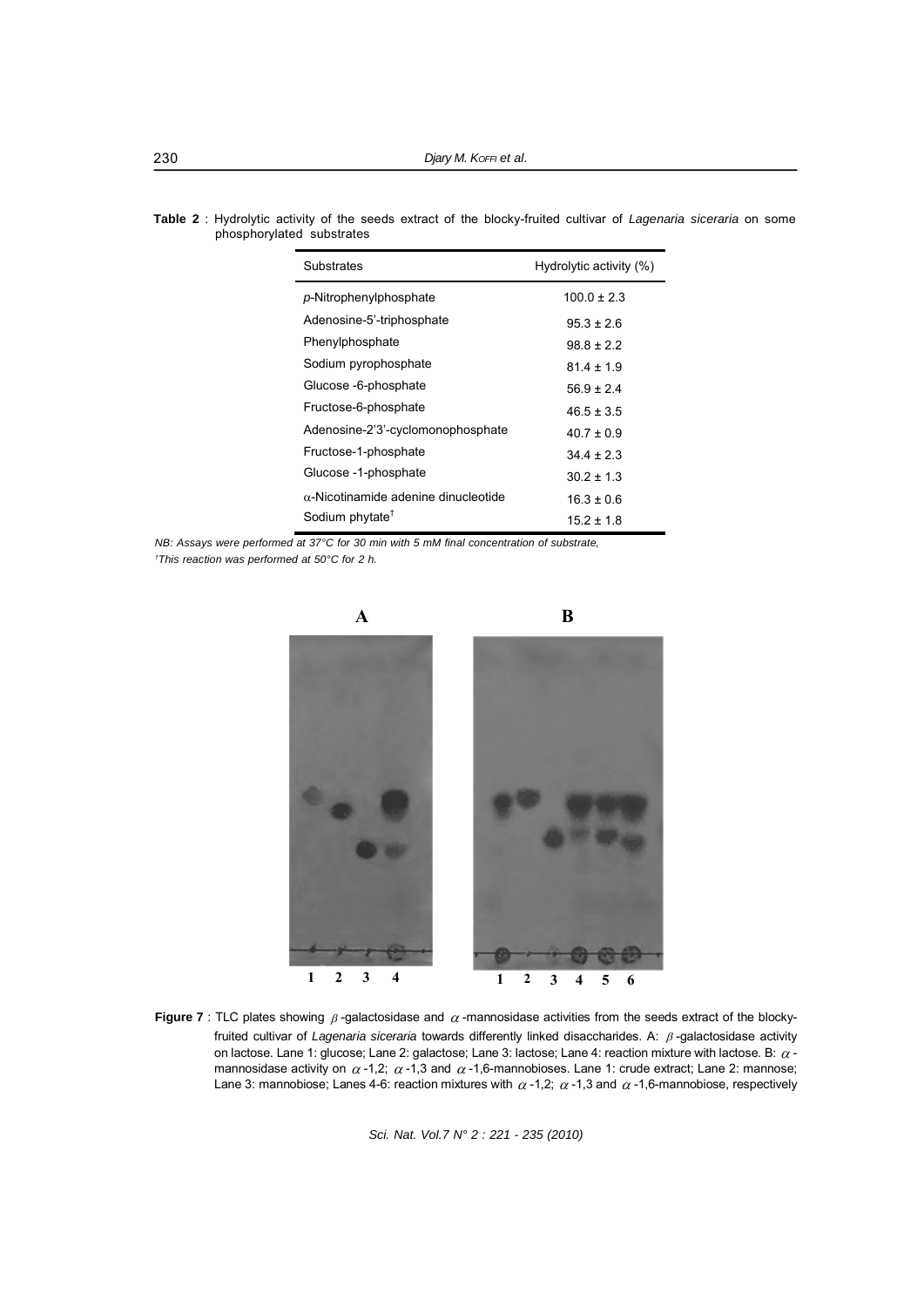**Table 2** : Hydrolytic activity of the seeds extract of the blocky-fruited cultivar of *Lagenaria siceraria* on some phosphorylated substrates

| Substrates | Hydrolytic activity (%) |
|---|---|
| *p*-Nitrophenylphosphate | 100.0 ± 2.3 |
| Adenosine-5'-triphosphate | 95.3 ± 2.6 |
| Phenylphosphate | 98.8 ± 2.2 |
| Sodium pyrophosphate | 81.4 ± 1.9 |
| Glucose -6-phosphate | 56.9 ± 2.4 |
| Fructose-6-phosphate | 46.5 ± 3.5 |
| Adenosine-2'3'-cyclomonophosphate | 40.7 ± 0.9 |
| Fructose-1-phosphate | 34.4 ± 2.3 |
| Glucose -1-phosphate | 30.2 ± 1.3 |
| α-Nicotinamide adenine dinucleotide | 16.3 ± 0.6 |
| Sodium phytate† | 15.2 ± 1.8 |

*NB: Assays were performed at 37°C for 30 min with 5 mM final concentration of substrate,*
*†This reaction was performed at 50°C for 2 h.*

**Figure 7** : TLC plates showing β-galactosidase and α-mannosidase activities from the seeds extract of the blocky-fruited cultivar of *Lagenaria siceraria* towards differently linked disaccharides. A: β-galactosidase activity on lactose. Lane 1: glucose; Lane 2: galactose; Lane 3: lactose; Lane 4: reaction mixture with lactose. B: α-mannosidase activity on α-1,2; α-1,3 and α-1,6-mannobioses. Lane 1: crude extract; Lane 2: mannose; Lane 3: mannobiose; Lanes 4-6: reaction mixtures with α-1,2; α-1,3 and α-1,6-mannobiose, respectively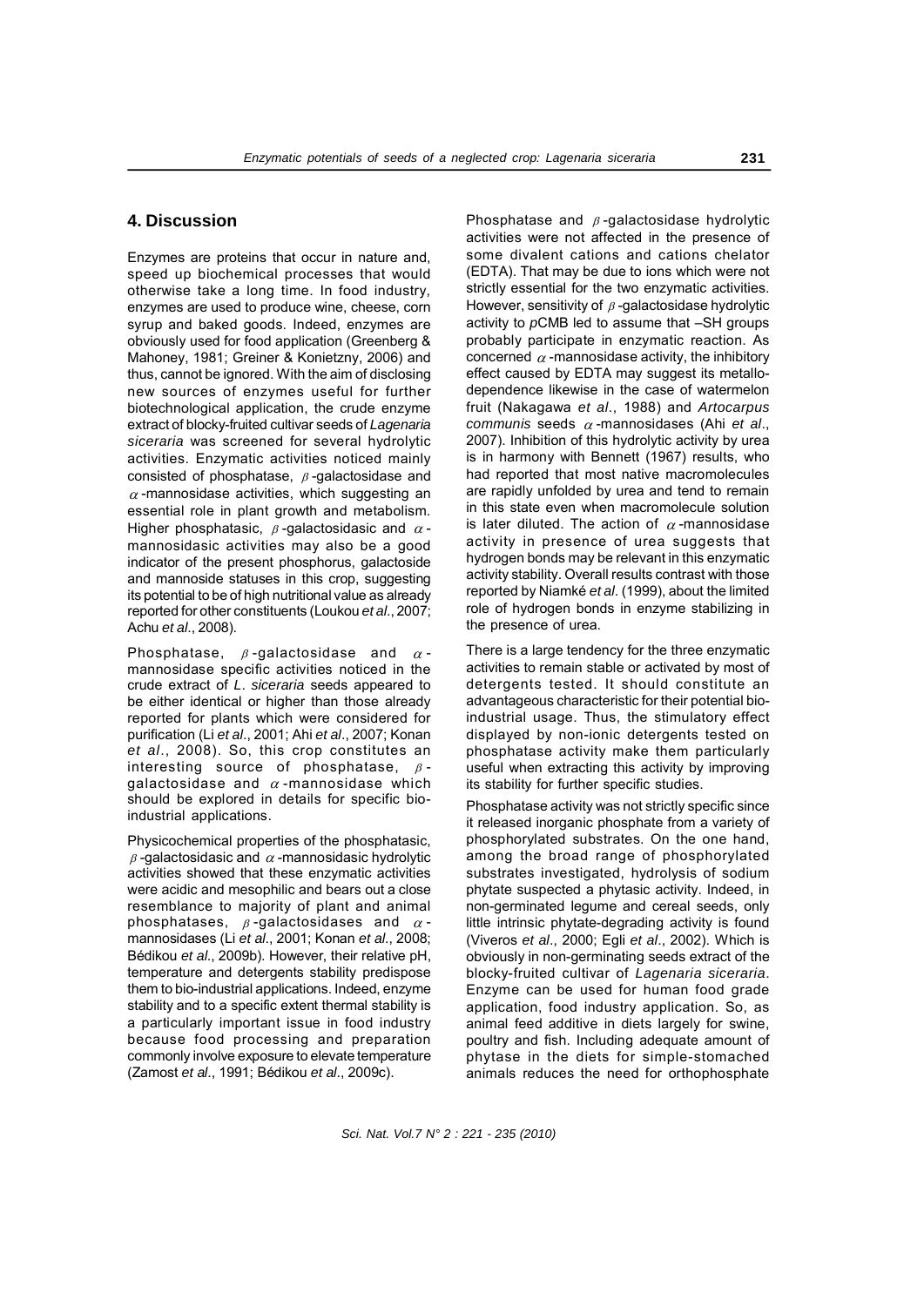## 4. Discussion

Enzymes are proteins that occur in nature and, speed up biochemical processes that would otherwise take a long time. In food industry, enzymes are used to produce wine, cheese, corn syrup and baked goods. Indeed, enzymes are obviously used for food application (Greenberg & Mahoney, 1981; Greiner & Konietzny, 2006) and thus, cannot be ignored. With the aim of disclosing new sources of enzymes useful for further biotechnological application, the crude enzyme extract of blocky-fruited cultivar seeds of *Lagenaria siceraria* was screened for several hydrolytic activities. Enzymatic activities noticed mainly consisted of phosphatase, $\beta$-galactosidase and $\alpha$-mannosidase activities, which suggesting an essential role in plant growth and metabolism. Higher phosphatasic, $\beta$-galactosidasic and $\alpha$-mannosidasic activities may also be a good indicator of the present phosphorus, galactoside and mannoside statuses in this crop, suggesting its potential to be of high nutritional value as already reported for other constituents (Loukou *et al*., 2007; Achu *et al*., 2008).

Phosphatase, $\beta$-galactosidase and $\alpha$-mannosidase specific activities noticed in the crude extract of *L. siceraria* seeds appeared to be either identical or higher than those already reported for plants which were considered for purification (Li *et al*., 2001; Ahi *et al*., 2007; Konan *et al*., 2008). So, this crop constitutes an interesting source of phosphatase, $\beta$-galactosidase and $\alpha$-mannosidase which should be explored in details for specific bio-industrial applications.

Physicochemical properties of the phosphatasic, $\beta$-galactosidasic and $\alpha$-mannosidasic hydrolytic activities showed that these enzymatic activities were acidic and mesophilic and bears out a close resemblance to majority of plant and animal phosphatases, $\beta$-galactosidases and $\alpha$-mannosidases (Li *et al*., 2001; Konan *et al*., 2008; Bédikou *et al*., 2009b). However, their relative pH, temperature and detergents stability predispose them to bio-industrial applications. Indeed, enzyme stability and to a specific extent thermal stability is a particularly important issue in food industry because food processing and preparation commonly involve exposure to elevate temperature (Zamost *et al*., 1991; Bédikou *et al*., 2009c).

Phosphatase and $\beta$-galactosidase hydrolytic activities were not affected in the presence of some divalent cations and cations chelator (EDTA). That may be due to ions which were not strictly essential for the two enzymatic activities. However, sensitivity of $\beta$-galactosidase hydrolytic activity to *p*CMB led to assume that –SH groups probably participate in enzymatic reaction. As concerned $\alpha$-mannosidase activity, the inhibitory effect caused by EDTA may suggest its metallo-dependence likewise in the case of watermelon fruit (Nakagawa *et al*., 1988) and *Artocarpus communis* seeds $\alpha$-mannosidases (Ahi *et al*., 2007). Inhibition of this hydrolytic activity by urea is in harmony with Bennett (1967) results, who had reported that most native macromolecules are rapidly unfolded by urea and tend to remain in this state even when macromolecule solution is later diluted. The action of $\alpha$-mannosidase activity in presence of urea suggests that hydrogen bonds may be relevant in this enzymatic activity stability. Overall results contrast with those reported by Niamké *et al*. (1999), about the limited role of hydrogen bonds in enzyme stabilizing in the presence of urea.

There is a large tendency for the three enzymatic activities to remain stable or activated by most of detergents tested. It should constitute an advantageous characteristic for their potential bio-industrial usage. Thus, the stimulatory effect displayed by non-ionic detergents tested on phosphatase activity make them particularly useful when extracting this activity by improving its stability for further specific studies.

Phosphatase activity was not strictly specific since it released inorganic phosphate from a variety of phosphorylated substrates. On the one hand, among the broad range of phosphorylated substrates investigated, hydrolysis of sodium phytate suspected a phytasic activity. Indeed, in non-germinated legume and cereal seeds, only little intrinsic phytate-degrading activity is found (Viveros *et al*., 2000; Egli *et al*., 2002). Which is obviously in non-germinating seeds extract of the blocky-fruited cultivar of *Lagenaria siceraria*. Enzyme can be used for human food grade application, food industry application. So, as animal feed additive in diets largely for swine, poultry and fish. Including adequate amount of phytase in the diets for simple-stomached animals reduces the need for orthophosphate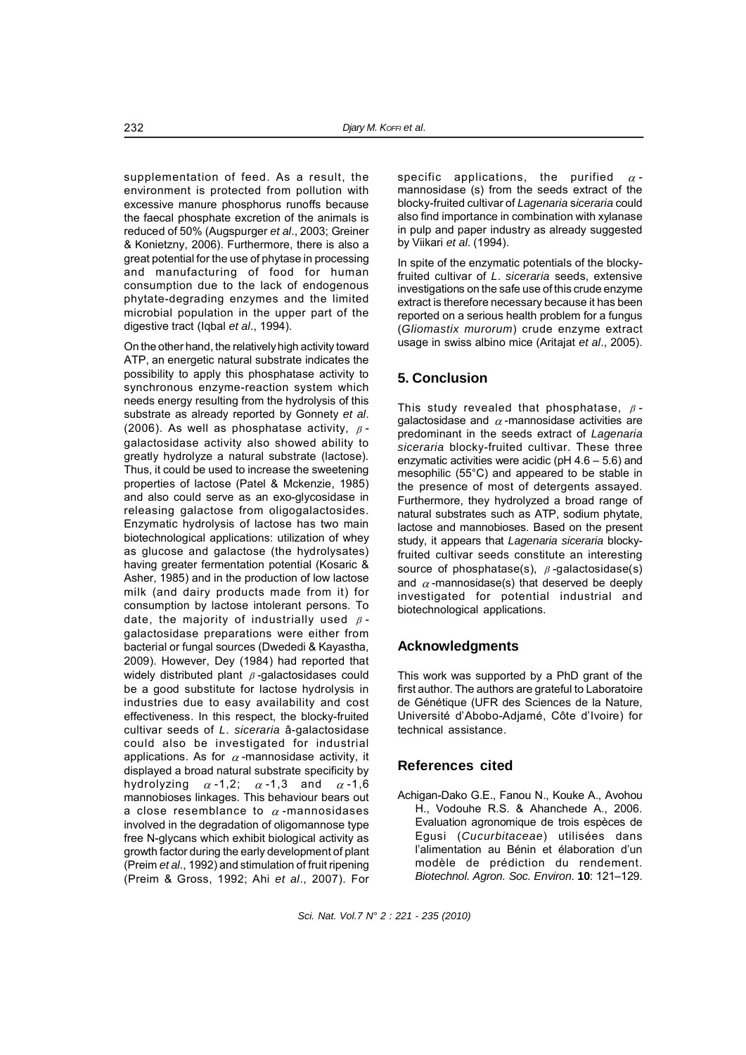supplementation of feed. As a result, the environment is protected from pollution with excessive manure phosphorus runoffs because the faecal phosphate excretion of the animals is reduced of 50% (Augspurger *et al*., 2003; Greiner & Konietzny, 2006). Furthermore, there is also a great potential for the use of phytase in processing and manufacturing of food for human consumption due to the lack of endogenous phytate-degrading enzymes and the limited microbial population in the upper part of the digestive tract (Iqbal *et al*., 1994).

On the other hand, the relatively high activity toward ATP, an energetic natural substrate indicates the possibility to apply this phosphatase activity to synchronous enzyme-reaction system which needs energy resulting from the hydrolysis of this substrate as already reported by Gonnety *et al*. (2006). As well as phosphatase activity, $\beta$-galactosidase activity also showed ability to greatly hydrolyze a natural substrate (lactose). Thus, it could be used to increase the sweetening properties of lactose (Patel & Mckenzie, 1985) and also could serve as an exo-glycosidase in releasing galactose from oligogalactosides. Enzymatic hydrolysis of lactose has two main biotechnological applications: utilization of whey as glucose and galactose (the hydrolysates) having greater fermentation potential (Kosaric & Asher, 1985) and in the production of low lactose milk (and dairy products made from it) for consumption by lactose intolerant persons. To date, the majority of industrially used $\beta$-galactosidase preparations were either from bacterial or fungal sources (Dwededi & Kayastha, 2009). However, Dey (1984) had reported that widely distributed plant $\beta$-galactosidases could be a good substitute for lactose hydrolysis in industries due to easy availability and cost effectiveness. In this respect, the blocky-fruited cultivar seeds of *L. siceraria* â-galactosidase could also be investigated for industrial applications. As for $\alpha$-mannosidase activity, it displayed a broad natural substrate specificity by hydrolyzing $\alpha$-1,2; $\alpha$-1,3 and $\alpha$-1,6 mannobioses linkages. This behaviour bears out a close resemblance to $\alpha$-mannosidases involved in the degradation of oligomannose type free N-glycans which exhibit biological activity as growth factor during the early development of plant (Preim *et al*., 1992) and stimulation of fruit ripening (Preim & Gross, 1992; Ahi *et al*., 2007). For specific applications, the purified $\alpha$-mannosidase (s) from the seeds extract of the blocky-fruited cultivar of *Lagenaria siceraria* could also find importance in combination with xylanase in pulp and paper industry as already suggested by Viikari *et al*. (1994).

In spite of the enzymatic potentials of the blocky-fruited cultivar of *L. siceraria* seeds, extensive investigations on the safe use of this crude enzyme extract is therefore necessary because it has been reported on a serious health problem for a fungus (*Gliomastix murorum*) crude enzyme extract usage in swiss albino mice (Aritajat *et al*., 2005).

## 5. Conclusion

This study revealed that phosphatase, $\beta$-galactosidase and $\alpha$-mannosidase activities are predominant in the seeds extract of *Lagenaria siceraria* blocky-fruited cultivar. These three enzymatic activities were acidic (pH 4.6 – 5.6) and mesophilic (55°C) and appeared to be stable in the presence of most of detergents assayed. Furthermore, they hydrolyzed a broad range of natural substrates such as ATP, sodium phytate, lactose and mannobioses. Based on the present study, it appears that *Lagenaria siceraria* blocky-fruited cultivar seeds constitute an interesting source of phosphatase(s), $\beta$-galactosidase(s) and $\alpha$-mannosidase(s) that deserved be deeply investigated for potential industrial and biotechnological applications.

## Acknowledgments

This work was supported by a PhD grant of the first author. The authors are grateful to Laboratoire de Génétique (UFR des Sciences de la Nature, Université d'Abobo-Adjamé, Côte d'Ivoire) for technical assistance.

## References cited

Achigan-Dako G.E., Fanou N., Kouke A., Avohou H., Vodouhe R.S. & Ahanchede A., 2006. Evaluation agronomique de trois espèces de Egusi (*Cucurbitaceae*) utilisées dans l'alimentation au Bénin et élaboration d'un modèle de prédiction du rendement. *Biotechnol. Agron. Soc. Environ*. **10**: 121–129.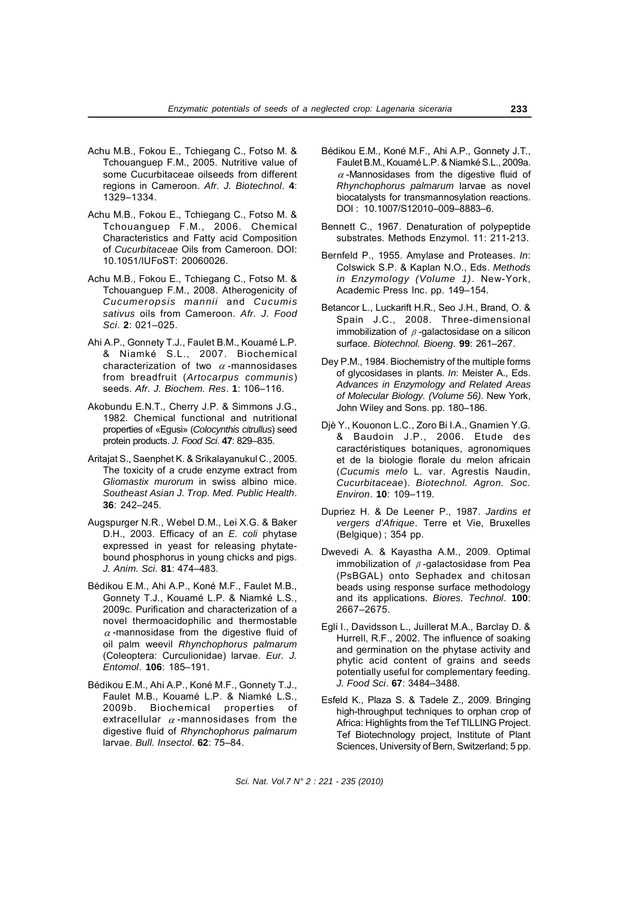Achu M.B., Fokou E., Tchiegang C., Fotso M. & Tchouanguep F.M., 2005. Nutritive value of some Cucurbitaceae oilseeds from different regions in Cameroon. *Afr. J. Biotechnol*. **4**: 1329–1334.

Achu M.B., Fokou E., Tchiegang C., Fotso M. & Tchouanguep F.M., 2006. Chemical Characteristics and Fatty acid Composition of *Cucurbitaceae* Oils from Cameroon. DOI: 10.1051/IUFoST: 20060026.

Achu M.B., Fokou E., Tchiegang C., Fotso M. & Tchouanguep F.M., 2008. Atherogenicity of *Cucumeropsis mannii* and *Cucumis sativus* oils from Cameroon. *Afr. J. Food Sci*. **2**: 021–025.

Ahi A.P., Gonnety T.J., Faulet B.M., Kouamé L.P. & Niamké S.L., 2007. Biochemical characterization of two $\alpha$-mannosidases from breadfruit (*Artocarpus communis*) seeds. *Afr. J. Biochem. Res*. **1**: 106–116.

Akobundu E.N.T., Cherry J.P. & Simmons J.G., 1982. Chemical functional and nutritional properties of «Egusi» (*Colocynthis citrullus*) seed protein products. *J. Food Sci*. **47**: 829–835.

Aritajat S., Saenphet K. & Srikalayanukul C., 2005. The toxicity of a crude enzyme extract from *Gliomastix murorum* in swiss albino mice. *Southeast Asian J. Trop. Med. Public Health*. **36**: 242–245.

Augspurger N.R., Webel D.M., Lei X.G. & Baker D.H., 2003. Efficacy of an *E. coli* phytase expressed in yeast for releasing phytate-bound phosphorus in young chicks and pigs. *J. Anim. Sci.* **81**: 474–483.

Bédikou E.M., Ahi A.P., Koné M.F., Faulet M.B., Gonnety T.J., Kouamé L.P. & Niamké L.S., 2009c. Purification and characterization of a novel thermoacidophilic and thermostable $\alpha$-mannosidase from the digestive fluid of oil palm weevil *Rhynchophorus palmarum* (Coleoptera: Curculionidae) larvae. *Eur. J. Entomol*. **106**: 185–191.

Bédikou E.M., Ahi A.P., Koné M.F., Gonnety T.J., Faulet M.B., Kouamé L.P. & Niamké L.S., 2009b. Biochemical properties of extracellular $\alpha$-mannosidases from the digestive fluid of *Rhynchophorus palmarum* larvae. *Bull. Insectol*. **62**: 75–84.

Bédikou E.M., Koné M.F., Ahi A.P., Gonnety J.T., Faulet B.M., Kouamé L.P. & Niamké S.L., 2009a. $\alpha$-Mannosidases from the digestive fluid of *Rhynchophorus palmarum* larvae as novel biocatalysts for transmannosylation reactions. DOI : 10.1007/S12010–009–8883–6.

Bennett C., 1967. Denaturation of polypeptide substrates. Methods Enzymol. 11: 211-213.

Bernfeld P., 1955. Amylase and Proteases. *In*: Colswick S.P. & Kaplan N.O., Eds. *Methods in Enzymology (Volume 1)*. New-York, Academic Press Inc. pp. 149–154.

Betancor L., Luckarift H.R., Seo J.H., Brand, O. & Spain J.C., 2008. Three-dimensional immobilization of $\beta$-galactosidase on a silicon surface. *Biotechnol. Bioeng*. **99**: 261–267.

Dey P.M., 1984. Biochemistry of the multiple forms of glycosidases in plants. *In*: Meister A., Eds. *Advances in Enzymology and Related Areas of Molecular Biology. (Volume 56).* New York, John Wiley and Sons. pp. 180–186.

Djè Y., Kouonon L.C., Zoro Bi I.A., Gnamien Y.G. & Baudoin J.P., 2006. Etude des caractéristiques botaniques, agronomiques et de la biologie florale du melon africain (*Cucumis melo* L. var. Agrestis Naudin, *Cucurbitaceae*). *Biotechnol. Agron. Soc. Environ*. **10**: 109–119.

Dupriez H. & De Leener P., 1987. *Jardins et vergers d'Afrique*. Terre et Vie, Bruxelles (Belgique) ; 354 pp.

Dwevedi A. & Kayastha A.M., 2009. Optimal immobilization of $\beta$-galactosidase from Pea (PsBGAL) onto Sephadex and chitosan beads using response surface methodology and its applications. *Biores. Technol*. **100**: 2667–2675.

Egli I., Davidsson L., Juillerat M.A., Barclay D. & Hurrell, R.F., 2002. The influence of soaking and germination on the phytase activity and phytic acid content of grains and seeds potentially useful for complementary feeding. *J. Food Sci*. **67**: 3484–3488.

Esfeld K., Plaza S. & Tadele Z., 2009. Bringing high-throughput techniques to orphan crop of Africa: Highlights from the Tef TILLING Project. Tef Biotechnology project, Institute of Plant Sciences, University of Bern, Switzerland; 5 pp.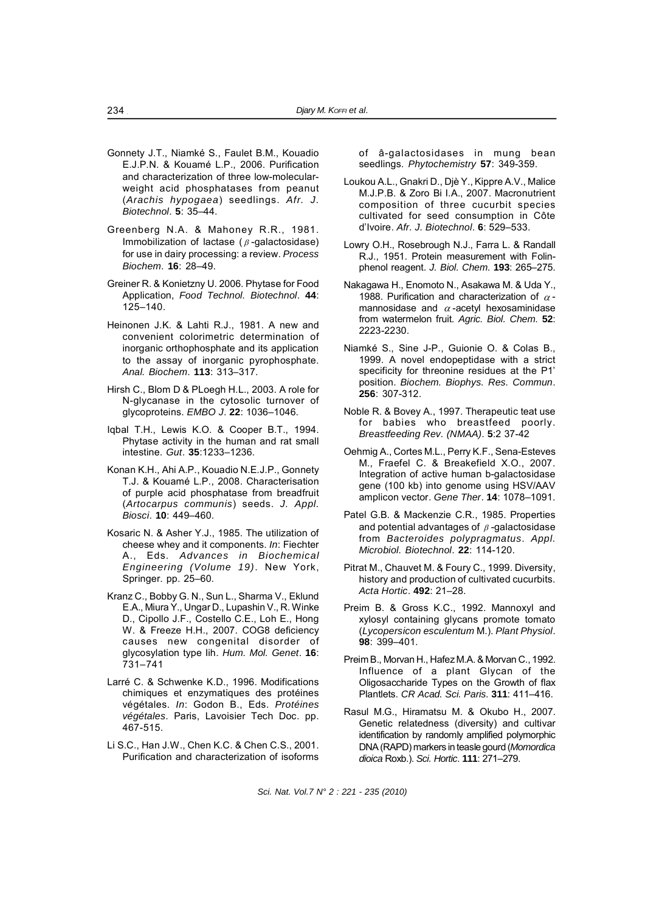Gonnety J.T., Niamké S., Faulet B.M., Kouadio E.J.P.N. & Kouamé L.P., 2006. Purification and characterization of three low-molecular-weight acid phosphatases from peanut (*Arachis hypogaea*) seedlings. *Afr. J. Biotechnol*. **5**: 35–44.

Greenberg N.A. & Mahoney R.R., 1981. Immobilization of lactase ($\beta$-galactosidase) for use in dairy processing: a review. *Process Biochem*. **16**: 28–49.

Greiner R. & Konietzny U. 2006. Phytase for Food Application, *Food Technol. Biotechnol*. **44**: 125–140.

Heinonen J.K. & Lahti R.J., 1981. A new and convenient colorimetric determination of inorganic orthophosphate and its application to the assay of inorganic pyrophosphate. *Anal. Biochem*. **113**: 313–317.

Hirsh C., Blom D & PLoegh H.L., 2003. A role for N-glycanase in the cytosolic turnover of glycoproteins. *EMBO J*. **22**: 1036–1046.

Iqbal T.H., Lewis K.O. & Cooper B.T., 1994. Phytase activity in the human and rat small intestine. *Gut*. **35**:1233–1236.

Konan K.H., Ahi A.P., Kouadio N.E.J.P., Gonnety T.J. & Kouamé L.P., 2008. Characterisation of purple acid phosphatase from breadfruit (*Artocarpus communis*) seeds. *J. Appl. Biosci*. **10**: 449–460.

Kosaric N. & Asher Y.J., 1985. The utilization of cheese whey and it components. *In*: Fiechter A., Eds. *Advances in Biochemical Engineering (Volume 19)*. New York, Springer. pp. 25–60.

Kranz C., Bobby G. N., Sun L., Sharma V., Eklund E.A., Miura Y., Ungar D., Lupashin V., R. Winke D., Cipollo J.F., Costello C.E., Loh E., Hong W. & Freeze H.H., 2007. COG8 deficiency causes new congenital disorder of glycosylation type Iih. *Hum. Mol. Genet*. **16**: 731–741

Larré C. & Schwenke K.D., 1996. Modifications chimiques et enzymatiques des protéines végétales. *In*: Godon B., Eds. *Protéines végétales*. Paris, Lavoisier Tech Doc. pp. 467-515.

Li S.C., Han J.W., Chen K.C. & Chen C.S., 2001. Purification and characterization of isoforms of â-galactosidases in mung bean seedlings. *Phytochemistry* **57**: 349-359.

Loukou A.L., Gnakri D., Djè Y., Kippre A.V., Malice M.J.P.B. & Zoro Bi I.A., 2007. Macronutrient composition of three cucurbit species cultivated for seed consumption in Côte d'Ivoire. *Afr. J. Biotechnol*. **6**: 529–533.

Lowry O.H., Rosebrough N.J., Farra L. & Randall R.J., 1951. Protein measurement with Folin-phenol reagent. *J. Biol. Chem*. **193**: 265–275.

Nakagawa H., Enomoto N., Asakawa M. & Uda Y., 1988. Purification and characterization of $\alpha$-mannosidase and $\alpha$-acetyl hexosaminidase from watermelon fruit. *Agric. Biol. Chem*. **52**: 2223-2230.

Niamké S., Sine J-P., Guionie O. & Colas B., 1999. A novel endopeptidase with a strict specificity for threonine residues at the P1' position. *Biochem. Biophys. Res. Commun*. **256**: 307-312.

Noble R. & Bovey A., 1997. Therapeutic teat use for babies who breastfeed poorly. *Breastfeeding Rev. (NMAA)*. **5**:2 37-42

Oehmig A., Cortes M.L., Perry K.F., Sena-Esteves M., Fraefel C. & Breakefield X.O., 2007. Integration of active human b-galactosidase gene (100 kb) into genome using HSV/AAV amplicon vector. *Gene Ther*. **14**: 1078–1091.

Patel G.B. & Mackenzie C.R., 1985. Properties and potential advantages of $\beta$-galactosidase from *Bacteroides polypragmatus*. *Appl. Microbiol. Biotechnol*. **22**: 114-120.

Pitrat M., Chauvet M. & Foury C., 1999. Diversity, history and production of cultivated cucurbits. *Acta Hortic*. **492**: 21–28.

Preim B. & Gross K.C., 1992. Mannoxyl and xylosyl containing glycans promote tomato (*Lycopersicon esculentum* M.). *Plant Physiol*. **98**: 399–401.

Preim B., Morvan H., Hafez M.A. & Morvan C., 1992. Influence of a plant Glycan of the Oligosaccharide Types on the Growth of flax Plantlets. *CR Acad. Sci. Paris*. **311**: 411–416.

Rasul M.G., Hiramatsu M. & Okubo H., 2007. Genetic relatedness (diversity) and cultivar identification by randomly amplified polymorphic DNA (RAPD) markers in teasle gourd (*Momordica dioica* Roxb.). *Sci. Hortic*. **111**: 271–279.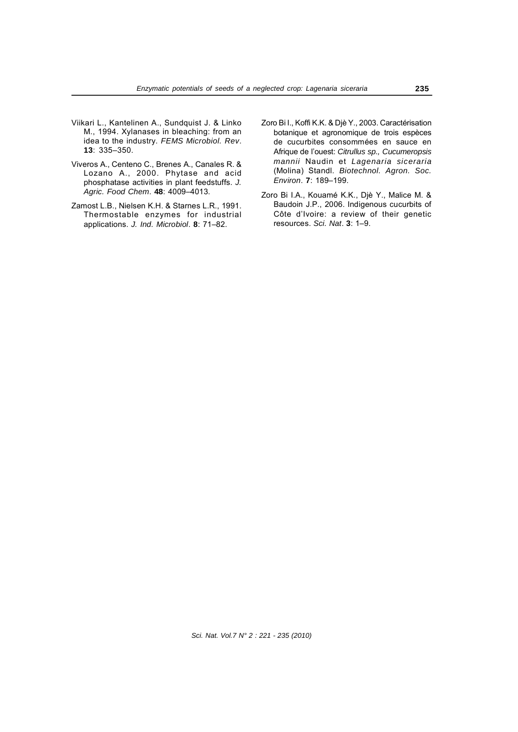Viikari L., Kantelinen A., Sundquist J. & Linko M., 1994. Xylanases in bleaching: from an idea to the industry. *FEMS Microbiol. Rev*. **13**: 335–350.

Viveros A., Centeno C., Brenes A., Canales R. & Lozano A., 2000. Phytase and acid phosphatase activities in plant feedstuffs. *J. Agric. Food Chem*. **48**: 4009–4013.

Zamost L.B., Nielsen K.H. & Starnes L.R., 1991. Thermostable enzymes for industrial applications. *J. Ind. Microbiol*. **8**: 71–82.

Zoro Bi I., Koffi K.K. & Djè Y., 2003. Caractérisation botanique et agronomique de trois espèces de cucurbites consommées en sauce en Afrique de l'ouest: *Citrullus sp., Cucumeropsis mannii* Naudin et *Lagenaria siceraria* (Molina) Standl. *Biotechnol. Agron. Soc. Environ*. **7**: 189–199.

Zoro Bi I.A., Kouamé K.K., Djè Y., Malice M. & Baudoin J.P., 2006. Indigenous cucurbits of Côte d'Ivoire: a review of their genetic resources. *Sci. Nat*. **3**: 1–9.